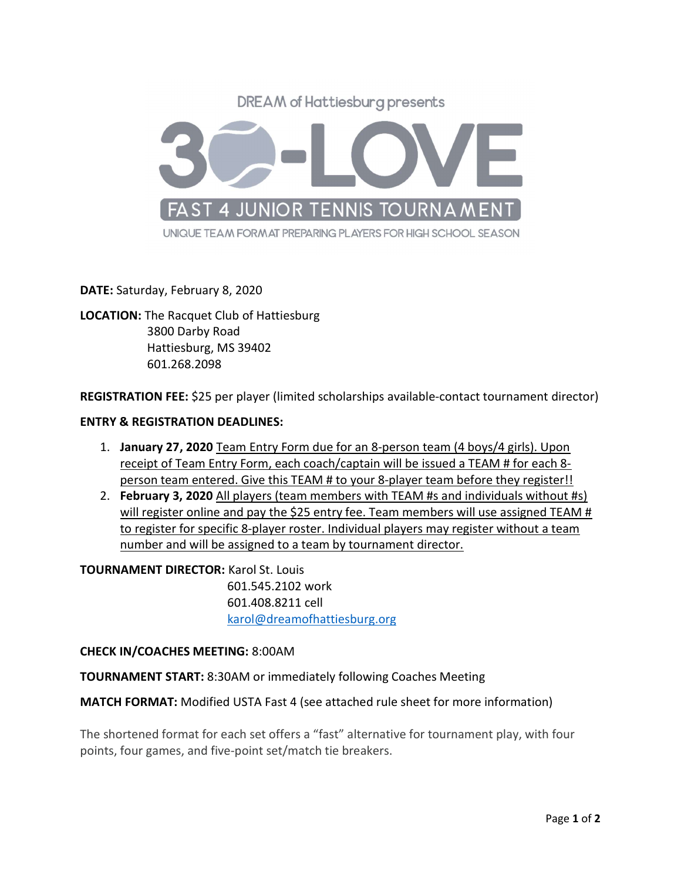DREAM of Hattiesburg presents

# 30-LOVE

## FAST 4 JUNIOR TENNIS TOURNAMENT

UNIQUE TEAM FORMAT PREPARING PLAYERS FOR HIGH SCHOOL SEASON

**DATE:** Saturday, February 8, 2020

**LOCATION:** The Racquet Club of Hattiesburg
3800 Darby Road
Hattiesburg, MS 39402
601.268.2098

**REGISTRATION FEE:** $25 per player (limited scholarships available-contact tournament director)

**ENTRY & REGISTRATION DEADLINES:**

1. **January 27, 2020** Team Entry Form due for an 8-person team (4 boys/4 girls). Upon receipt of Team Entry Form, each coach/captain will be issued a TEAM # for each 8-person team entered. Give this TEAM # to your 8-player team before they register!!
2. **February 3, 2020** All players (team members with TEAM #s and individuals without #s) will register online and pay the $25 entry fee. Team members will use assigned TEAM # to register for specific 8-player roster. Individual players may register without a team number and will be assigned to a team by tournament director.

**TOURNAMENT DIRECTOR:** Karol St. Louis
601.545.2102 work
601.408.8211 cell
karol@dreamofhattiesburg.org

**CHECK IN/COACHES MEETING:** 8:00AM

**TOURNAMENT START:** 8:30AM or immediately following Coaches Meeting

**MATCH FORMAT:** Modified USTA Fast 4 (see attached rule sheet for more information)

The shortened format for each set offers a "fast" alternative for tournament play, with four points, four games, and five-point set/match tie breakers.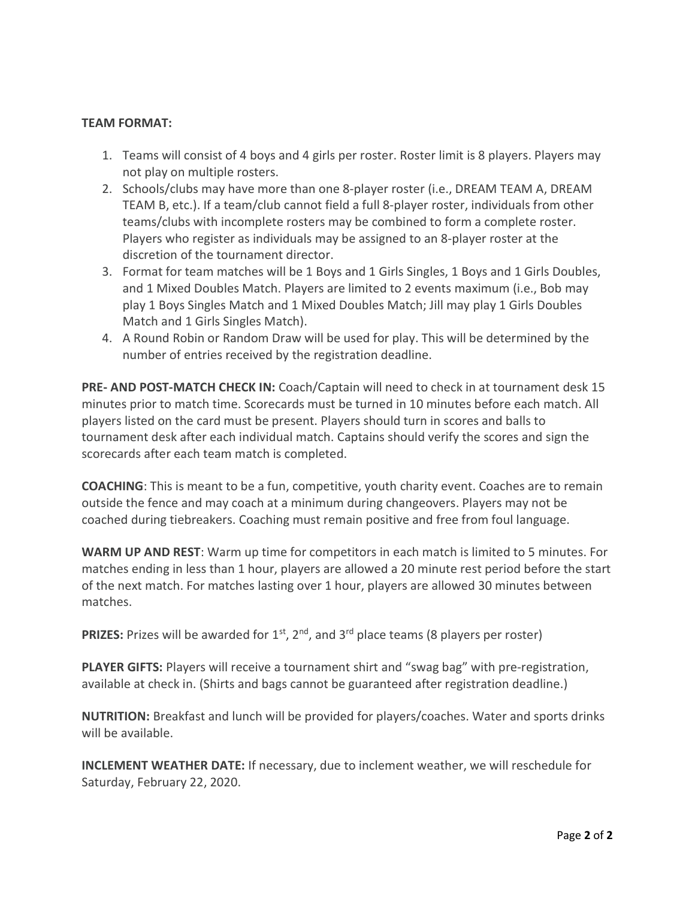**TEAM FORMAT:**

1. Teams will consist of 4 boys and 4 girls per roster. Roster limit is 8 players. Players may not play on multiple rosters.
2. Schools/clubs may have more than one 8-player roster (i.e., DREAM TEAM A, DREAM TEAM B, etc.). If a team/club cannot field a full 8-player roster, individuals from other teams/clubs with incomplete rosters may be combined to form a complete roster. Players who register as individuals may be assigned to an 8-player roster at the discretion of the tournament director.
3. Format for team matches will be 1 Boys and 1 Girls Singles, 1 Boys and 1 Girls Doubles, and 1 Mixed Doubles Match. Players are limited to 2 events maximum (i.e., Bob may play 1 Boys Singles Match and 1 Mixed Doubles Match; Jill may play 1 Girls Doubles Match and 1 Girls Singles Match).
4. A Round Robin or Random Draw will be used for play. This will be determined by the number of entries received by the registration deadline.

**PRE- AND POST-MATCH CHECK IN:** Coach/Captain will need to check in at tournament desk 15 minutes prior to match time. Scorecards must be turned in 10 minutes before each match. All players listed on the card must be present. Players should turn in scores and balls to tournament desk after each individual match. Captains should verify the scores and sign the scorecards after each team match is completed.

**COACHING**: This is meant to be a fun, competitive, youth charity event. Coaches are to remain outside the fence and may coach at a minimum during changeovers. Players may not be coached during tiebreakers. Coaching must remain positive and free from foul language.

**WARM UP AND REST**: Warm up time for competitors in each match is limited to 5 minutes. For matches ending in less than 1 hour, players are allowed a 20 minute rest period before the start of the next match. For matches lasting over 1 hour, players are allowed 30 minutes between matches.

**PRIZES:** Prizes will be awarded for 1st, 2nd, and 3rd place teams (8 players per roster)

**PLAYER GIFTS:** Players will receive a tournament shirt and "swag bag" with pre-registration, available at check in. (Shirts and bags cannot be guaranteed after registration deadline.)

**NUTRITION:** Breakfast and lunch will be provided for players/coaches. Water and sports drinks will be available.

**INCLEMENT WEATHER DATE:** If necessary, due to inclement weather, we will reschedule for Saturday, February 22, 2020.